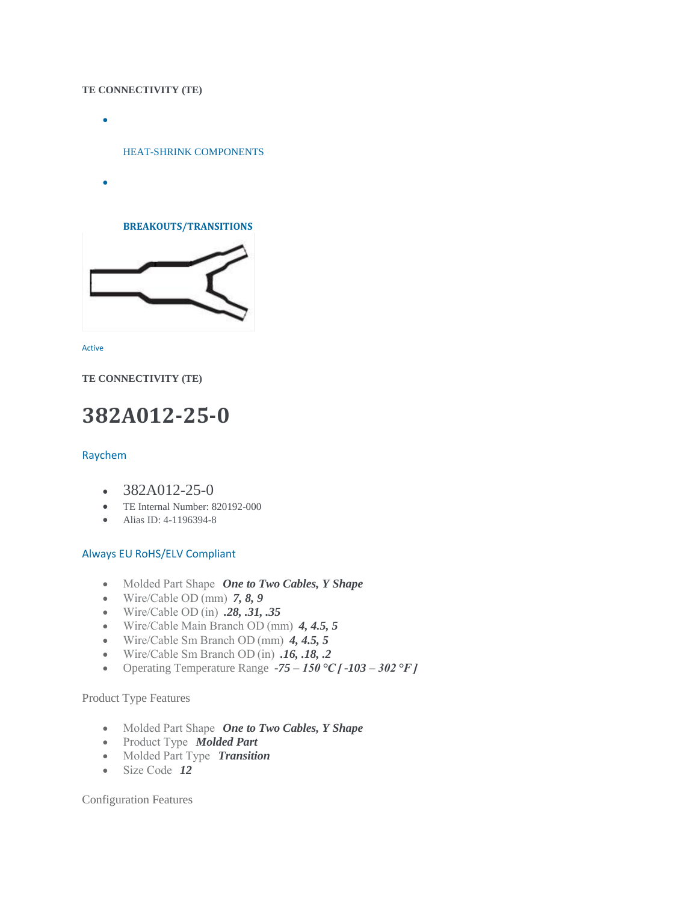**TE CONNECTIVITY (TE)**

- HEAT-SHRINK COMPONENTS
- **BREAKOUTS/TRANSITIONS**

Active

**TE CONNECTIVITY (TE)**

# 382A012-25-0

Raychem

- 382A012-25-0
- TE Internal Number: 820192-000
- Alias ID: 4-1196394-8

Always EU RoHS/ELV Compliant

- Molded Part Shape ***One to Two Cables, Y Shape***
- Wire/Cable OD (mm) ***7, 8, 9***
- Wire/Cable OD (in) ***.28, .31, .35***
- Wire/Cable Main Branch OD (mm) ***4, 4.5, 5***
- Wire/Cable Sm Branch OD (mm) ***4, 4.5, 5***
- Wire/Cable Sm Branch OD (in) ***.16, .18, .2***
- Operating Temperature Range ***-75 – 150 °C [ -103 – 302 °F ]***

Product Type Features

- Molded Part Shape ***One to Two Cables, Y Shape***
- Product Type ***Molded Part***
- Molded Part Type ***Transition***
- Size Code ***12***

Configuration Features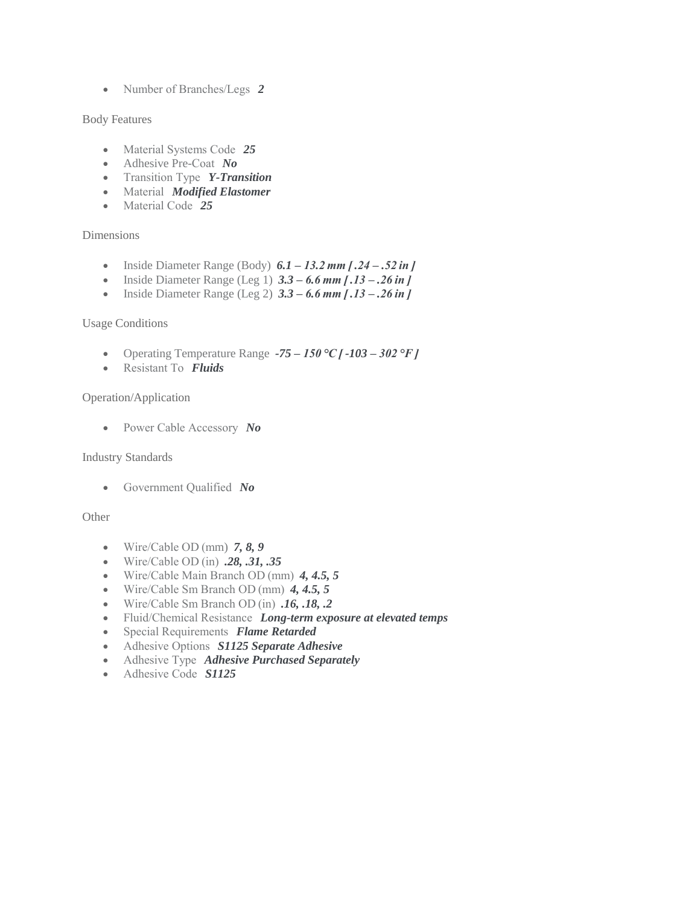- Number of Branches/Legs ***2***

Body Features

- Material Systems Code ***25***
- Adhesive Pre-Coat ***No***
- Transition Type ***Y-Transition***
- Material ***Modified Elastomer***
- Material Code ***25***

Dimensions

- Inside Diameter Range (Body) ***6.1 – 13.2 mm [ .24 – .52 in ]***
- Inside Diameter Range (Leg 1) ***3.3 – 6.6 mm [ .13 – .26 in ]***
- Inside Diameter Range (Leg 2) ***3.3 – 6.6 mm [ .13 – .26 in ]***

Usage Conditions

- Operating Temperature Range ***-75 – 150 °C [ -103 – 302 °F ]***
- Resistant To ***Fluids***

Operation/Application

- Power Cable Accessory ***No***

Industry Standards

- Government Qualified ***No***

Other

- Wire/Cable OD (mm) ***7, 8, 9***
- Wire/Cable OD (in) ***.28, .31, .35***
- Wire/Cable Main Branch OD (mm) ***4, 4.5, 5***
- Wire/Cable Sm Branch OD (mm) ***4, 4.5, 5***
- Wire/Cable Sm Branch OD (in) ***.16, .18, .2***
- Fluid/Chemical Resistance ***Long-term exposure at elevated temps***
- Special Requirements ***Flame Retarded***
- Adhesive Options ***S1125 Separate Adhesive***
- Adhesive Type ***Adhesive Purchased Separately***
- Adhesive Code ***S1125***